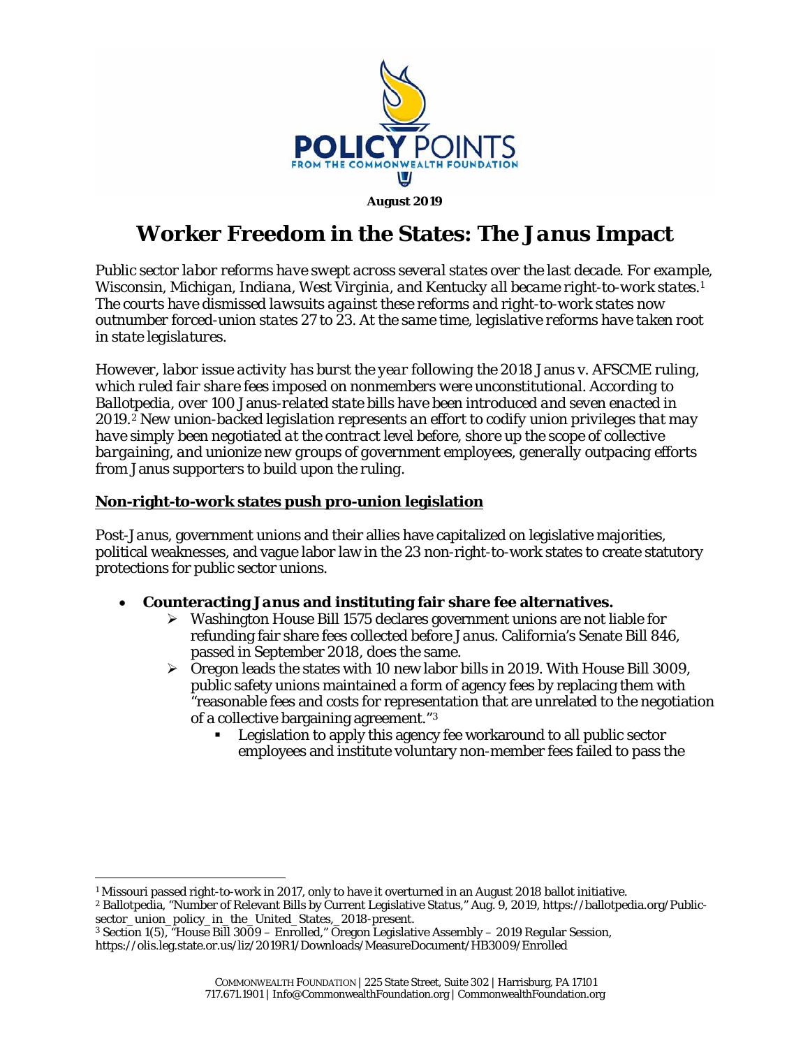POLICY POINTS
FROM THE COMMONWEALTH FOUNDATION

**August 2019**

# Worker Freedom in the States: The *Janus* Impact

*Public sector labor reforms have swept across several states over the last decade. For example, Wisconsin, Michigan, Indiana, West Virginia, and Kentucky all became right-to-work states.*[1] *The courts have dismissed lawsuits against these reforms and right-to-work states now outnumber forced-union states 27 to 23. At the same time, legislative reforms have taken root in state legislatures.*

*However, labor issue activity has burst the year following the 2018* Janus v. AFSCME *ruling, which ruled fair share fees imposed on nonmembers were unconstitutional. According to Ballotpedia, over 100* Janus*-related state bills have been introduced and seven enacted in 2019.*[2] *New union-backed legislation represents an effort to codify union privileges that may have simply been negotiated at the contract level before, shore up the scope of collective bargaining, and unionize new groups of government employees, generally outpacing efforts from* Janus *supporters to build upon the ruling.*

## Non-right-to-work states push pro-union legislation

Post-*Janus*, government unions and their allies have capitalized on legislative majorities, political weaknesses, and vague labor law in the 23 non-right-to-work states to create statutory protections for public sector unions.

- **Counteracting *Janus* and instituting fair share fee alternatives.**
  - Washington House Bill 1575 declares government unions are not liable for refunding fair share fees collected before *Janus*. California's Senate Bill 846, passed in September 2018, does the same.
  - Oregon leads the states with 10 new labor bills in 2019. With House Bill 3009, public safety unions maintained a form of agency fees by replacing them with "reasonable fees and costs for representation that are unrelated to the negotiation of a collective bargaining agreement."[3]
    - Legislation to apply this agency fee workaround to all public sector employees and institute voluntary non-member fees failed to pass the

---

[1] Missouri passed right-to-work in 2017, only to have it overturned in an August 2018 ballot initiative.

[2] Ballotpedia, "Number of Relevant Bills by Current Legislative Status," Aug. 9, 2019, https://ballotpedia.org/Public-sector_union_policy_in_the_United_States,_2018-present.

[3] Section 1(5), "House Bill 3009 – Enrolled," Oregon Legislative Assembly – 2019 Regular Session, https://olis.leg.state.or.us/liz/2019R1/Downloads/MeasureDocument/HB3009/Enrolled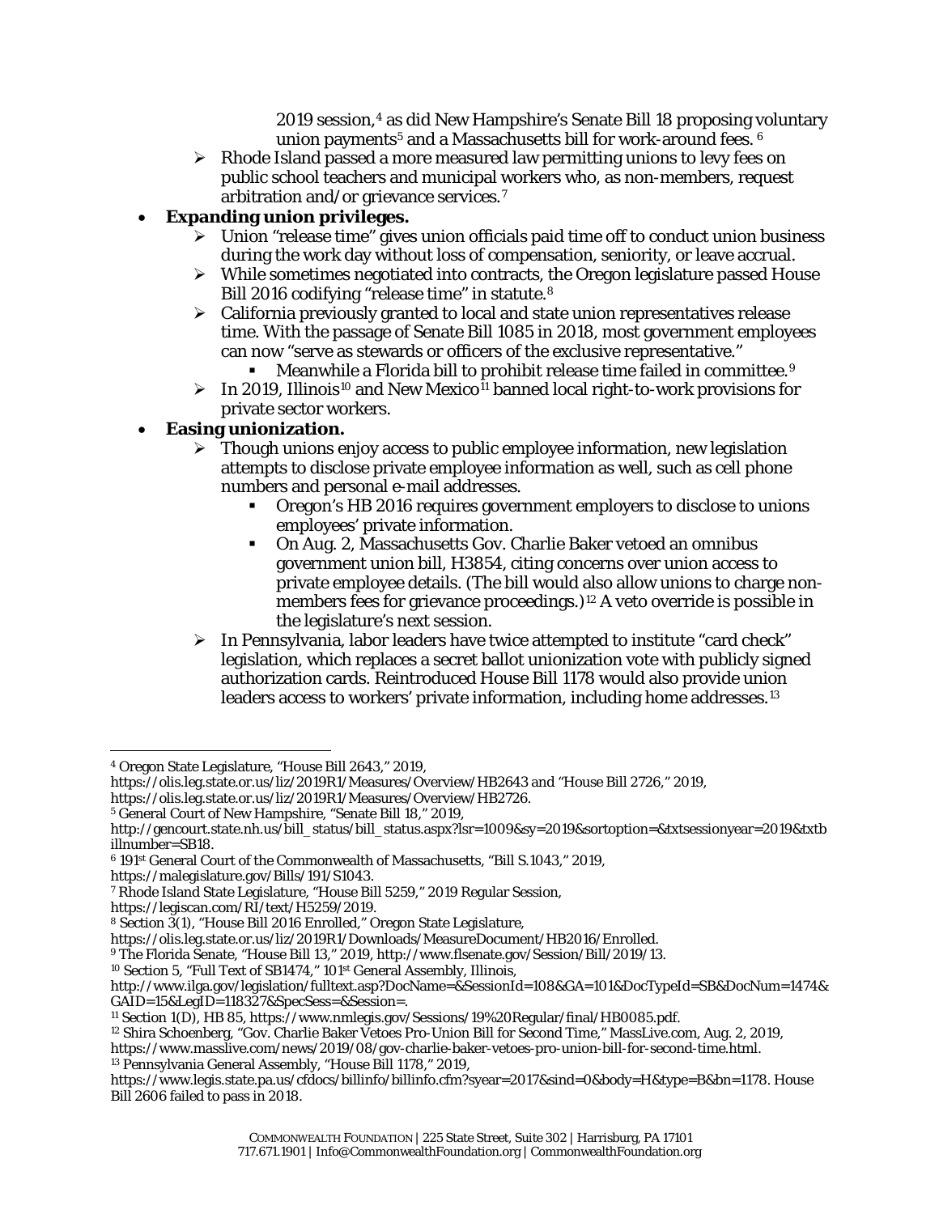2019 session,[4] as did New Hampshire's Senate Bill 18 proposing voluntary union payments[5] and a Massachusetts bill for work-around fees.[6]

- Rhode Island passed a more measured law permitting unions to levy fees on public school teachers and municipal workers who, as non-members, request arbitration and/or grievance services.[7]

- **Expanding union privileges.**
  - Union "release time" gives union officials paid time off to conduct union business during the work day without loss of compensation, seniority, or leave accrual.
  - While sometimes negotiated into contracts, the Oregon legislature passed House Bill 2016 codifying "release time" in statute.[8]
  - California previously granted to local and state union representatives release time. With the passage of Senate Bill 1085 in 2018, most government employees can now "serve as stewards or officers of the exclusive representative."
    - Meanwhile a Florida bill to prohibit release time failed in committee.[9]
  - In 2019, Illinois[10] and New Mexico[11] banned local right-to-work provisions for private sector workers.
- **Easing unionization.**
  - Though unions enjoy access to public employee information, new legislation attempts to disclose private employee information as well, such as cell phone numbers and personal e-mail addresses.
    - Oregon's HB 2016 requires government employers to disclose to unions employees' private information.
    - On Aug. 2, Massachusetts Gov. Charlie Baker vetoed an omnibus government union bill, H3854, citing concerns over union access to private employee details. (The bill would also allow unions to charge non-members fees for grievance proceedings.)[12] A veto override is possible in the legislature's next session.
  - In Pennsylvania, labor leaders have twice attempted to institute "card check" legislation, which replaces a secret ballot unionization vote with publicly signed authorization cards. Reintroduced House Bill 1178 would also provide union leaders access to workers' private information, including home addresses.[13]

---

[4] Oregon State Legislature, "House Bill 2643," 2019, https://olis.leg.state.or.us/liz/2019R1/Measures/Overview/HB2643 and "House Bill 2726," 2019, https://olis.leg.state.or.us/liz/2019R1/Measures/Overview/HB2726.

[5] General Court of New Hampshire, "Senate Bill 18," 2019, http://gencourt.state.nh.us/bill_status/bill_status.aspx?lsr=1009&sy=2019&sortoption=&txtsessionyear=2019&txtbillnumber=SB18.

[6] 191st General Court of the Commonwealth of Massachusetts, "Bill S.1043," 2019, https://malegislature.gov/Bills/191/S1043.

[7] Rhode Island State Legislature, "House Bill 5259," 2019 Regular Session, https://legiscan.com/RI/text/H5259/2019.

[8] Section 3(1), "House Bill 2016 Enrolled," Oregon State Legislature, https://olis.leg.state.or.us/liz/2019R1/Downloads/MeasureDocument/HB2016/Enrolled.

[9] The Florida Senate, "House Bill 13," 2019, http://www.flsenate.gov/Session/Bill/2019/13.

[10] Section 5, "Full Text of SB1474," 101st General Assembly, Illinois, http://www.ilga.gov/legislation/fulltext.asp?DocName=&SessionId=108&GA=101&DocTypeId=SB&DocNum=1474&GAID=15&LegID=118327&SpecSess=&Session=.

[11] Section 1(D), HB 85, https://www.nmlegis.gov/Sessions/19%20Regular/final/HB0085.pdf.

[12] Shira Schoenberg, "Gov. Charlie Baker Vetoes Pro-Union Bill for Second Time," MassLive.com, Aug. 2, 2019, https://www.masslive.com/news/2019/08/gov-charlie-baker-vetoes-pro-union-bill-for-second-time.html.

[13] Pennsylvania General Assembly, "House Bill 1178," 2019, https://www.legis.state.pa.us/cfdocs/billinfo/billinfo.cfm?syear=2017&sind=0&body=H&type=B&bn=1178. House Bill 2606 failed to pass in 2018.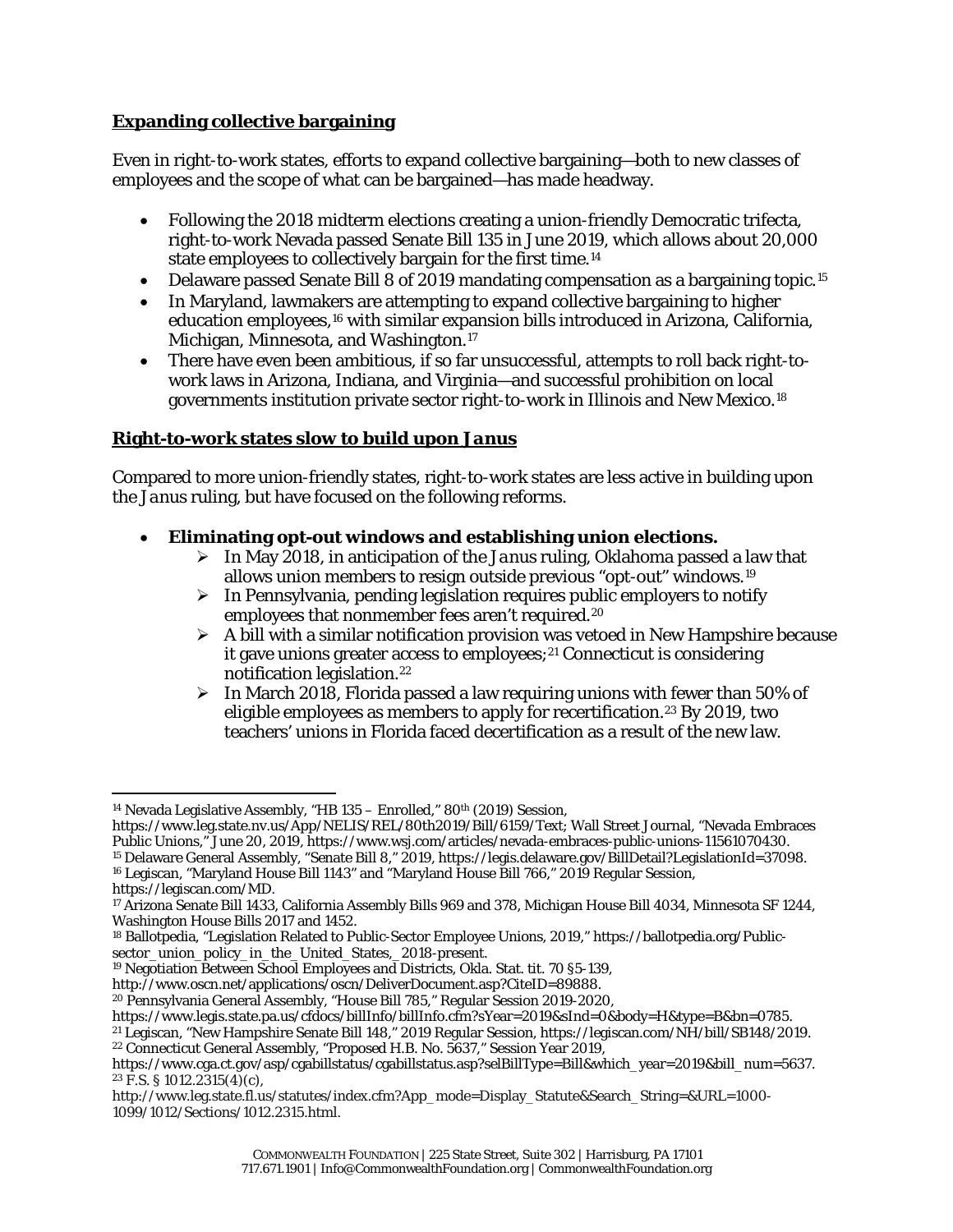## Expanding collective bargaining

Even in right-to-work states, efforts to expand collective bargaining—both to new classes of employees and the scope of what can be bargained—has made headway.

- Following the 2018 midterm elections creating a union-friendly Democratic trifecta, right-to-work Nevada passed Senate Bill 135 in June 2019, which allows about 20,000 state employees to collectively bargain for the first time.[14]
- Delaware passed Senate Bill 8 of 2019 mandating compensation as a bargaining topic.[15]
- In Maryland, lawmakers are attempting to expand collective bargaining to higher education employees,[16] with similar expansion bills introduced in Arizona, California, Michigan, Minnesota, and Washington.[17]
- There have even been ambitious, if so far unsuccessful, attempts to roll back right-to-work laws in Arizona, Indiana, and Virginia—and successful prohibition on local governments institution private sector right-to-work in Illinois and New Mexico.[18]

## Right-to-work states slow to build upon *Janus*

Compared to more union-friendly states, right-to-work states are less active in building upon the *Janus* ruling, but have focused on the following reforms.

- **Eliminating opt-out windows and establishing union elections.**
    - In May 2018, in anticipation of the *Janus* ruling, Oklahoma passed a law that allows union members to resign outside previous "opt-out" windows.[19]
    - In Pennsylvania, pending legislation requires public employers to notify employees that nonmember fees aren't required.[20]
    - A bill with a similar notification provision was vetoed in New Hampshire because it gave unions greater access to employees;[21] Connecticut is considering notification legislation.[22]
    - In March 2018, Florida passed a law requiring unions with fewer than 50% of eligible employees as members to apply for recertification.[23] By 2019, two teachers' unions in Florida faced decertification as a result of the new law.

---

[14] Nevada Legislative Assembly, "HB 135 – Enrolled," 80th (2019) Session, https://www.leg.state.nv.us/App/NELIS/REL/80th2019/Bill/6159/Text; Wall Street Journal, "Nevada Embraces Public Unions," June 20, 2019, https://www.wsj.com/articles/nevada-embraces-public-unions-11561070430.

[15] Delaware General Assembly, "Senate Bill 8," 2019, https://legis.delaware.gov/BillDetail?LegislationId=37098.

[16] Legiscan, "Maryland House Bill 1143" and "Maryland House Bill 766," 2019 Regular Session, https://legiscan.com/MD.

[17] Arizona Senate Bill 1433, California Assembly Bills 969 and 378, Michigan House Bill 4034, Minnesota SF 1244, Washington House Bills 2017 and 1452.

[18] Ballotpedia, "Legislation Related to Public-Sector Employee Unions, 2019," https://ballotpedia.org/Public-sector_union_policy_in_the_United_States,_2018-present.

[19] Negotiation Between School Employees and Districts, Okla. Stat. tit. 70 §5-139, http://www.oscn.net/applications/oscn/DeliverDocument.asp?CiteID=89888.

[20] Pennsylvania General Assembly, "House Bill 785," Regular Session 2019-2020, https://www.legis.state.pa.us/cfdocs/billInfo/billInfo.cfm?sYear=2019&sInd=0&body=H&type=B&bn=0785.

[21] Legiscan, "New Hampshire Senate Bill 148," 2019 Regular Session, https://legiscan.com/NH/bill/SB148/2019.

[22] Connecticut General Assembly, "Proposed H.B. No. 5637," Session Year 2019, https://www.cga.ct.gov/asp/cgabillstatus/cgabillstatus.asp?selBillType=Bill&which_year=2019&bill_num=5637.

[23] F.S. § 1012.2315(4)(c), http://www.leg.state.fl.us/statutes/index.cfm?App_mode=Display_Statute&Search_String=&URL=1000-1099/1012/Sections/1012.2315.html.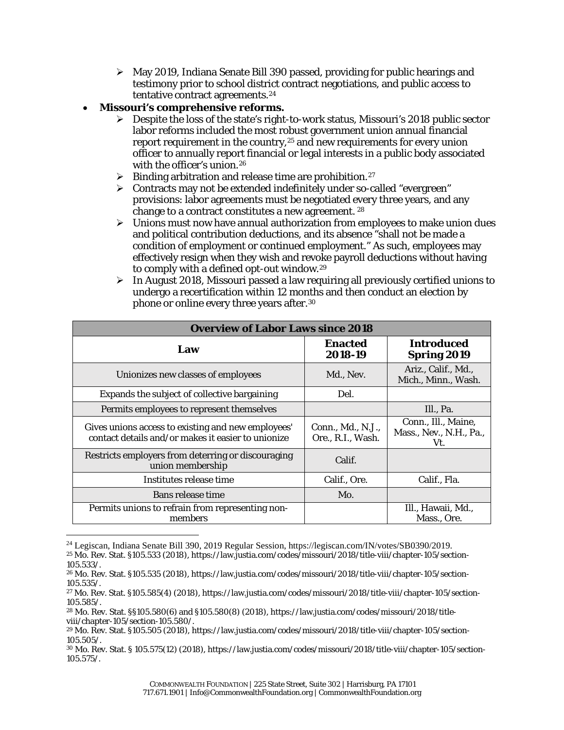- May 2019, Indiana Senate Bill 390 passed, providing for public hearings and testimony prior to school district contract negotiations, and public access to tentative contract agreements.[24]

- **Missouri's comprehensive reforms.**
  - Despite the loss of the state's right-to-work status, Missouri's 2018 public sector labor reforms included the most robust government union annual financial report requirement in the country,[25] and new requirements for every union officer to annually report financial or legal interests in a public body associated with the officer's union.[26]
  - Binding arbitration and release time are prohibition.[27]
  - Contracts may not be extended indefinitely under so-called "evergreen" provisions: labor agreements must be negotiated every three years, and any change to a contract constitutes a new agreement. [28]
  - Unions must now have annual authorization from employees to make union dues and political contribution deductions, and its absence "shall not be made a condition of employment or continued employment." As such, employees may effectively resign when they wish and revoke payroll deductions without having to comply with a defined opt-out window.[29]
  - In August 2018, Missouri passed a law requiring all previously certified unions to undergo a recertification within 12 months and then conduct an election by phone or online every three years after.[30]

| **Overview of Labor Laws since 2018** | | |
|---|---|---|
| **Law** | **Enacted 2018-19** | **Introduced Spring 2019** |
| Unionizes new classes of employees | Md., Nev. | Ariz., Calif., Md., Mich., Minn., Wash. |
| Expands the subject of collective bargaining | Del. | |
| Permits employees to represent themselves | | Ill., Pa. |
| Gives unions access to existing and new employees' contact details and/or makes it easier to unionize | Conn., Md., N.J., Ore., R.I., Wash. | Conn., Ill., Maine, Mass., Nev., N.H., Pa., Vt. |
| Restricts employers from deterring or discouraging union membership | Calif. | |
| Institutes release time | Calif., Ore. | Calif., Fla. |
| Bans release time | Mo. | |
| Permits unions to refrain from representing non-members | | Ill., Hawaii, Md., Mass., Ore. |

---

[24] Legiscan, Indiana Senate Bill 390, 2019 Regular Session, https://legiscan.com/IN/votes/SB0390/2019.

[25] Mo. Rev. Stat. §105.533 (2018), https://law.justia.com/codes/missouri/2018/title-viii/chapter-105/section-105.533/.

[26] Mo. Rev. Stat. §105.535 (2018), https://law.justia.com/codes/missouri/2018/title-viii/chapter-105/section-105.535/.

[27] Mo. Rev. Stat. §105.585(4) (2018), https://law.justia.com/codes/missouri/2018/title-viii/chapter-105/section-105.585/.

[28] Mo. Rev. Stat. §§105.580(6) and §105.580(8) (2018), https://law.justia.com/codes/missouri/2018/title-viii/chapter-105/section-105.580/.

[29] Mo. Rev. Stat. §105.505 (2018), https://law.justia.com/codes/missouri/2018/title-viii/chapter-105/section-105.505/.

[30] Mo. Rev. Stat. § 105.575(12) (2018), https://law.justia.com/codes/missouri/2018/title-viii/chapter-105/section-105.575/.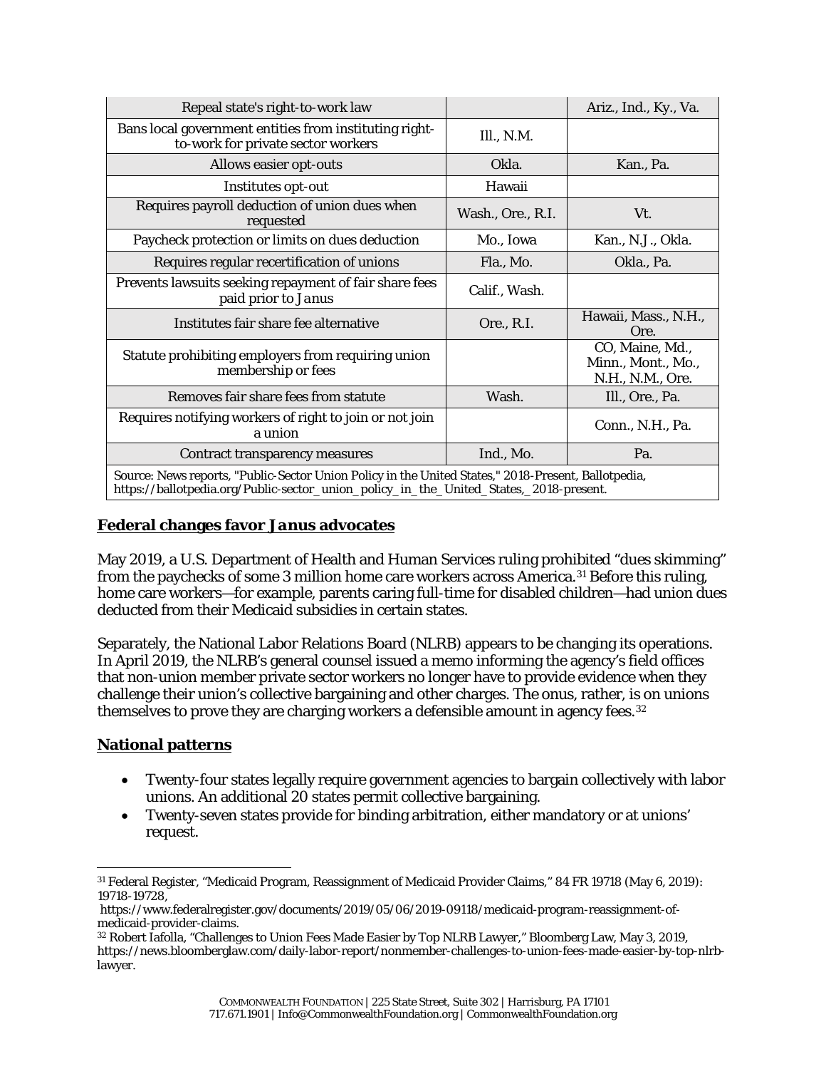| | | |
|---|---|---|
| Repeal state's right-to-work law | | Ariz., Ind., Ky., Va. |
| Bans local government entities from instituting right-to-work for private sector workers | Ill., N.M. | |
| Allows easier opt-outs | Okla. | Kan., Pa. |
| Institutes opt-out | Hawaii | |
| Requires payroll deduction of union dues when requested | Wash., Ore., R.I. | Vt. |
| Paycheck protection or limits on dues deduction | Mo., Iowa | Kan., N.J., Okla. |
| Requires regular recertification of unions | Fla., Mo. | Okla., Pa. |
| Prevents lawsuits seeking repayment of fair share fees paid prior to *Janus* | Calif., Wash. | |
| Institutes fair share fee alternative | Ore., R.I. | Hawaii, Mass., N.H., Ore. |
| Statute prohibiting employers from requiring union membership or fees | | CO, Maine, Md., Minn., Mont., Mo., N.H., N.M., Ore. |
| Removes fair share fees from statute | Wash. | Ill., Ore., Pa. |
| Requires notifying workers of right to join or not join a union | | Conn., N.H., Pa. |
| Contract transparency measures | Ind., Mo. | Pa. |

Source: News reports, "Public-Sector Union Policy in the United States," 2018-Present, Ballotpedia, https://ballotpedia.org/Public-sector_union_policy_in_the_United_States,_2018-present.

## Federal changes favor *Janus* advocates

May 2019, a U.S. Department of Health and Human Services ruling prohibited "dues skimming" from the paychecks of some 3 million home care workers across America.[31] Before this ruling, home care workers—for example, parents caring full-time for disabled children—had union dues deducted from their Medicaid subsidies in certain states.

Separately, the National Labor Relations Board (NLRB) appears to be changing its operations. In April 2019, the NLRB's general counsel issued a memo informing the agency's field offices that non-union member private sector workers no longer have to provide evidence when they challenge their union's collective bargaining and other charges. The onus, rather, is on unions themselves to prove they are charging workers a defensible amount in agency fees.[32]

## National patterns

- Twenty-four states legally require government agencies to bargain collectively with labor unions. An additional 20 states permit collective bargaining.
- Twenty-seven states provide for binding arbitration, either mandatory or at unions' request.

---

[31] Federal Register, "Medicaid Program, Reassignment of Medicaid Provider Claims," 84 FR 19718 (May 6, 2019): 19718-19728, https://www.federalregister.gov/documents/2019/05/06/2019-09118/medicaid-program-reassignment-of-medicaid-provider-claims.

[32] Robert Iafolla, "Challenges to Union Fees Made Easier by Top NLRB Lawyer," Bloomberg Law, May 3, 2019, https://news.bloomberglaw.com/daily-labor-report/nonmember-challenges-to-union-fees-made-easier-by-top-nlrb-lawyer.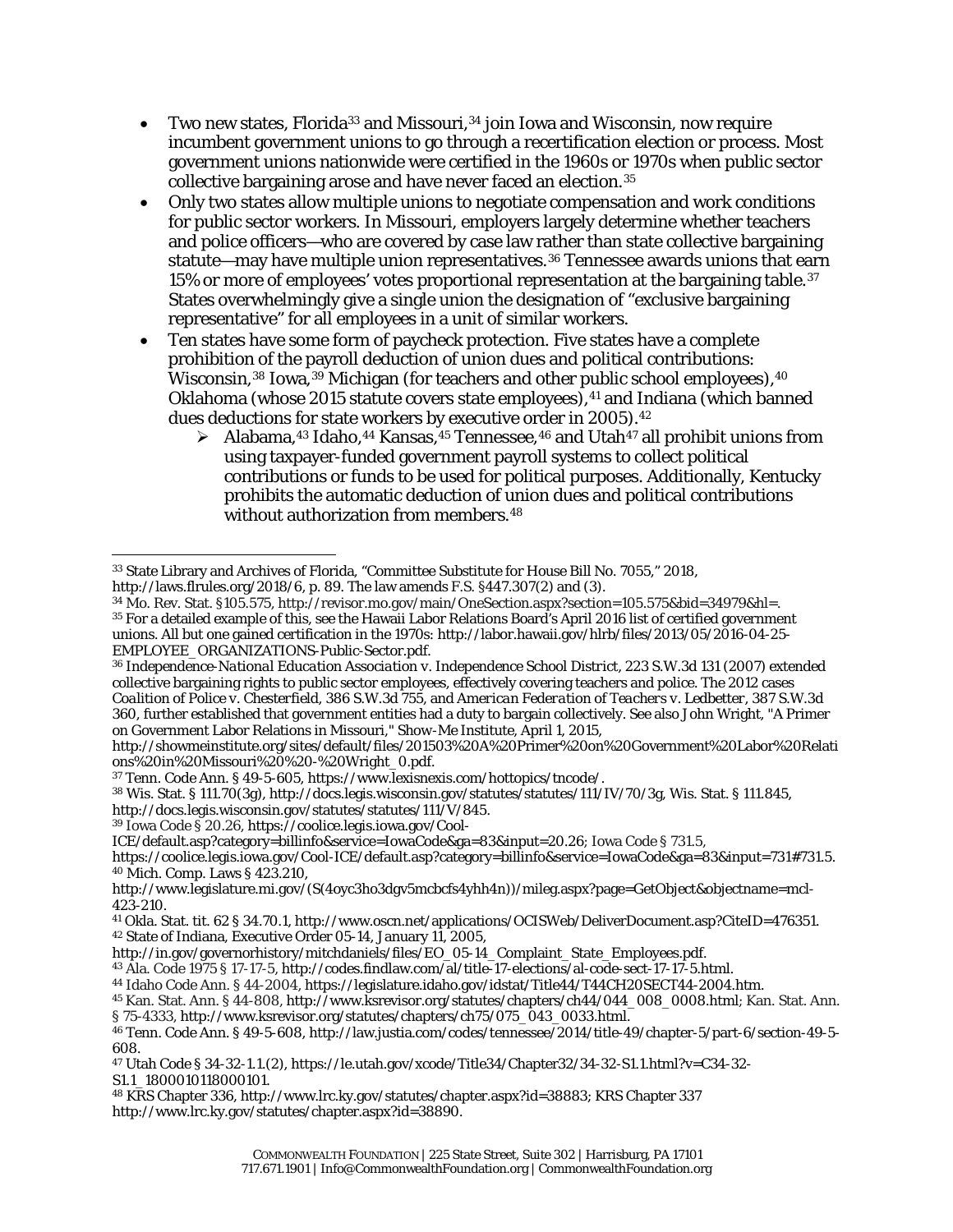- Two new states, Florida[33] and Missouri,[34] join Iowa and Wisconsin, now require incumbent government unions to go through a recertification election or process. Most government unions nationwide were certified in the 1960s or 1970s when public sector collective bargaining arose and have never faced an election.[35]
- Only two states allow multiple unions to negotiate compensation and work conditions for public sector workers. In Missouri, employers largely determine whether teachers and police officers—who are covered by case law rather than state collective bargaining statute—may have multiple union representatives.[36] Tennessee awards unions that earn 15% or more of employees' votes proportional representation at the bargaining table.[37] States overwhelmingly give a single union the designation of "exclusive bargaining representative" for all employees in a unit of similar workers.
- Ten states have some form of paycheck protection. Five states have a complete prohibition of the payroll deduction of union dues and political contributions: Wisconsin,[38] Iowa,[39] Michigan (for teachers and other public school employees),[40] Oklahoma (whose 2015 statute covers state employees),[41] and Indiana (which banned dues deductions for state workers by executive order in 2005).[42]
  - Alabama,[43] Idaho,[44] Kansas,[45] Tennessee,[46] and Utah[47] all prohibit unions from using taxpayer-funded government payroll systems to collect political contributions or funds to be used for political purposes. Additionally, Kentucky prohibits the automatic deduction of union dues and political contributions without authorization from members.[48]

---

[33] State Library and Archives of Florida, "Committee Substitute for House Bill No. 7055," 2018, http://laws.flrules.org/2018/6, p. 89. The law amends F.S. §447.307(2) and (3).

[34] Mo. Rev. Stat. §105.575, http://revisor.mo.gov/main/OneSection.aspx?section=105.575&bid=34979&hl=.

[35] For a detailed example of this, see the Hawaii Labor Relations Board's April 2016 list of certified government unions. All but one gained certification in the 1970s: http://labor.hawaii.gov/hlrb/files/2013/05/2016-04-25-EMPLOYEE_ORGANIZATIONS-Public-Sector.pdf.

[36] *Independence-National Education Association v. Independence School District*, 223 S.W.3d 131 (2007) extended collective bargaining rights to public sector employees, effectively covering teachers and police. The 2012 cases *Coalition of Police v. Chesterfield*, 386 S.W.3d 755, and *American Federation of Teachers v. Ledbetter*, 387 S.W.3d 360, further established that government entities had a duty to bargain collectively. See also John Wright, "A Primer on Government Labor Relations in Missouri," Show-Me Institute, April 1, 2015, http://showmeinstitute.org/sites/default/files/201503%20A%20Primer%20on%20Government%20Labor%20Relations%20in%20Missouri%20%20-%20Wright_0.pdf.

[37] Tenn. Code Ann. § 49-5-605, https://www.lexisnexis.com/hottopics/tncode/.

[38] Wis. Stat. § 111.70(3g), http://docs.legis.wisconsin.gov/statutes/statutes/111/IV/70/3g, Wis. Stat. § 111.845, http://docs.legis.wisconsin.gov/statutes/statutes/111/V/845.

[39] Iowa Code § 20.26, https://coolice.legis.iowa.gov/Cool-ICE/default.asp?category=billinfo&service=IowaCode&ga=83&input=20.26; Iowa Code § 731.5, https://coolice.legis.iowa.gov/Cool-ICE/default.asp?category=billinfo&service=IowaCode&ga=83&input=731#731.5.

[40] Mich. Comp. Laws § 423.210, http://www.legislature.mi.gov/(S(4oyc3ho3dgv5mcbcfs4yhh4n))/mileg.aspx?page=GetObject&objectname=mcl-423-210.

[41] Okla. Stat. tit. 62 § 34.70.1, http://www.oscn.net/applications/OCISWeb/DeliverDocument.asp?CiteID=476351.

[42] State of Indiana, Executive Order 05-14, January 11, 2005, http://in.gov/governorhistory/mitchdaniels/files/EO_05-14_Complaint_State_Employees.pdf.

[43] Ala. Code 1975 § 17-17-5, http://codes.findlaw.com/al/title-17-elections/al-code-sect-17-17-5.html.

[44] Idaho Code Ann. § 44-2004, https://legislature.idaho.gov/idstat/Title44/T44CH20SECT44-2004.htm.

[45] Kan. Stat. Ann. § 44-808, http://www.ksrevisor.org/statutes/chapters/ch44/044_008_0008.html; Kan. Stat. Ann. § 75-4333, http://www.ksrevisor.org/statutes/chapters/ch75/075_043_0033.html.

[46] Tenn. Code Ann. § 49-5-608, http://law.justia.com/codes/tennessee/2014/title-49/chapter-5/part-6/section-49-5-608.

[47] Utah Code § 34-32-1.1.(2), https://le.utah.gov/xcode/Title34/Chapter32/34-32-S1.1.html?v=C34-32-S1.1_1800010118000101.

[48] KRS Chapter 336, http://www.lrc.ky.gov/statutes/chapter.aspx?id=38883; KRS Chapter 337 http://www.lrc.ky.gov/statutes/chapter.aspx?id=38890.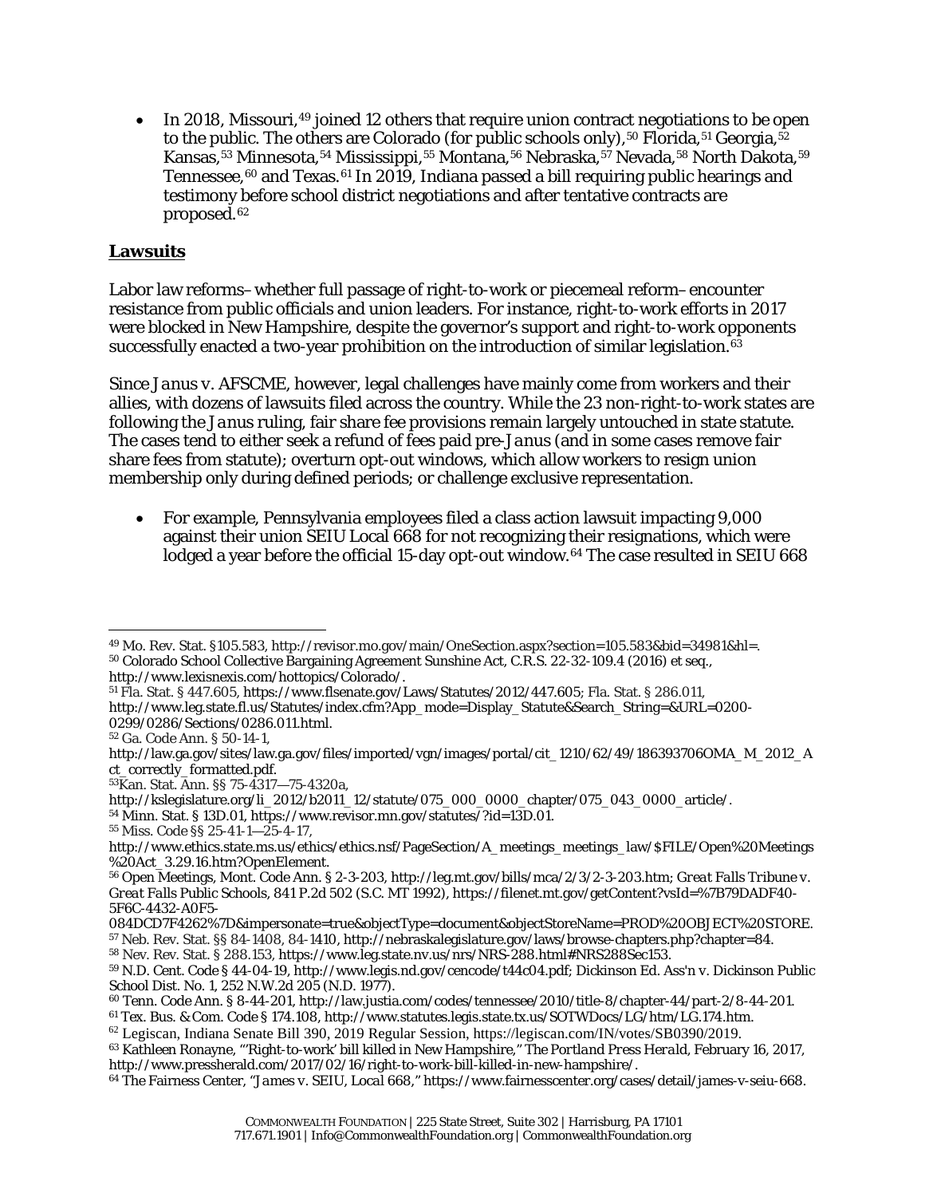- In 2018, Missouri,[49] joined 12 others that require union contract negotiations to be open to the public. The others are Colorado (for public schools only),[50] Florida,[51] Georgia,[52] Kansas,[53] Minnesota,[54] Mississippi,[55] Montana,[56] Nebraska,[57] Nevada,[58] North Dakota,[59] Tennessee,[60] and Texas.[61] In 2019, Indiana passed a bill requiring public hearings and testimony before school district negotiations and after tentative contracts are proposed.[62]

## Lawsuits

Labor law reforms– whether full passage of right-to-work or piecemeal reform– encounter resistance from public officials and union leaders. For instance, right-to-work efforts in 2017 were blocked in New Hampshire, despite the governor's support and right-to-work opponents successfully enacted a two-year prohibition on the introduction of similar legislation.[63]

Since *Janus v. AFSCME*, however, legal challenges have mainly come from workers and their allies, with dozens of lawsuits filed across the country. While the 23 non-right-to-work states are following the *Janus* ruling, fair share fee provisions remain largely untouched in state statute. The cases tend to either seek a refund of fees paid pre-*Janus* (and in some cases remove fair share fees from statute); overturn opt-out windows, which allow workers to resign union membership only during defined periods; or challenge exclusive representation.

- For example, Pennsylvania employees filed a class action lawsuit impacting 9,000 against their union SEIU Local 668 for not recognizing their resignations, which were lodged a year before the official 15-day opt-out window.[64] The case resulted in SEIU 668

---

[49] Mo. Rev. Stat. §105.583, http://revisor.mo.gov/main/OneSection.aspx?section=105.583&bid=34981&hl=.
[50] Colorado School Collective Bargaining Agreement Sunshine Act, C.R.S. 22-32-109.4 (2016) et seq., http://www.lexisnexis.com/hottopics/Colorado/.
[51] Fla. Stat. § 447.605, https://www.flsenate.gov/Laws/Statutes/2012/447.605; Fla. Stat. § 286.011, http://www.leg.state.fl.us/Statutes/index.cfm?App_mode=Display_Statute&Search_String=&URL=0200-0299/0286/Sections/0286.011.html.
[52] Ga. Code Ann. § 50-14-1, http://law.ga.gov/sites/law.ga.gov/files/imported/vgn/images/portal/cit_1210/62/49/186393706OMA_M_2012_Act_correctly_formatted.pdf.
[53] Kan. Stat. Ann. §§ 75-4317—75-4320a, http://kslegislature.org/li_2012/b2011_12/statute/075_000_0000_chapter/075_043_0000_article/.
[54] Minn. Stat. § 13D.01, https://www.revisor.mn.gov/statutes/?id=13D.01.
[55] Miss. Code §§ 25-41-1—25-4-17, http://www.ethics.state.ms.us/ethics/ethics.nsf/PageSection/A_meetings_meetings_law/$FILE/Open%20Meetings%20Act_3.29.16.htm?OpenElement.
[56] Open Meetings, Mont. Code Ann. § 2-3-203, http://leg.mt.gov/bills/mca/2/3/2-3-203.htm; *Great Falls Tribune v. Great Falls Public Schools*, 841 P.2d 502 (S.C. MT 1992), https://filenet.mt.gov/getContent?vsId=%7B79DADF40-5F6C-4432-A0F5-084DCD7F4262%7D&impersonate=true&objectType=document&objectStoreName=PROD%20OBJECT%20STORE.
[57] Neb. Rev. Stat. §§ 84-1408, 84-1410, http://nebraskalegislature.gov/laws/browse-chapters.php?chapter=84.
[58] Nev. Rev. Stat. § 288.153, https://www.leg.state.nv.us/nrs/NRS-288.html#NRS288Sec153.
[59] N.D. Cent. Code § 44-04-19, http://www.legis.nd.gov/cencode/t44c04.pdf; Dickinson Ed. Ass'n v. Dickinson Public School Dist. No. 1, 252 N.W.2d 205 (N.D. 1977).
[60] Tenn. Code Ann. § 8-44-201, http://law.justia.com/codes/tennessee/2010/title-8/chapter-44/part-2/8-44-201.
[61] Tex. Bus. & Com. Code § 174.108, http://www.statutes.legis.state.tx.us/SOTWDocs/LG/htm/LG.174.htm.
[62] Legiscan, Indiana Senate Bill 390, 2019 Regular Session, https://legiscan.com/IN/votes/SB0390/2019.
[63] Kathleen Ronayne, "'Right-to-work' bill killed in New Hampshire," *The Portland Press Herald*, February 16, 2017, http://www.pressherald.com/2017/02/16/right-to-work-bill-killed-in-new-hampshire/.
[64] The Fairness Center, "James v. SEIU, Local 668," https://www.fairnesscenter.org/cases/detail/james-v-seiu-668.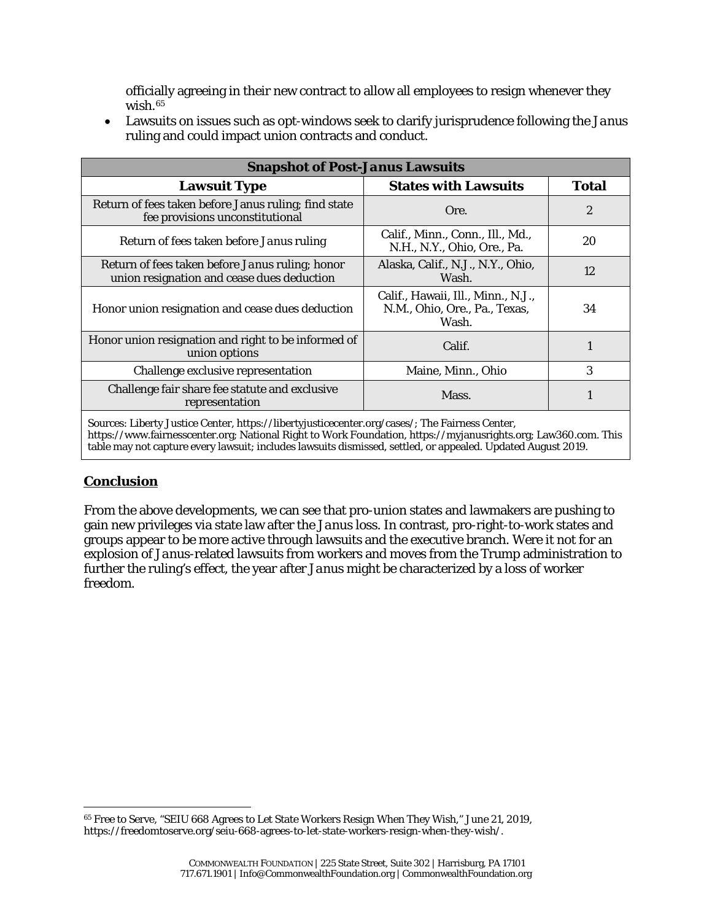officially agreeing in their new contract to allow all employees to resign whenever they wish.[65]

- Lawsuits on issues such as opt-windows seek to clarify jurisprudence following the *Janus* ruling and could impact union contracts and conduct.

| Snapshot of Post-*Janus* Lawsuits | | |
|---|---|---|
| **Lawsuit Type** | **States with Lawsuits** | **Total** |
| Return of fees taken before *Janus* ruling; find state fee provisions unconstitutional | Ore. | 2 |
| Return of fees taken before *Janus* ruling | Calif., Minn., Conn., Ill., Md., N.H., N.Y., Ohio, Ore., Pa. | 20 |
| Return of fees taken before *Janus* ruling; honor union resignation and cease dues deduction | Alaska, Calif., N.J., N.Y., Ohio, Wash. | 12 |
| Honor union resignation and cease dues deduction | Calif., Hawaii, Ill., Minn., N.J., N.M., Ohio, Ore., Pa., Texas, Wash. | 34 |
| Honor union resignation and right to be informed of union options | Calif. | 1 |
| Challenge exclusive representation | Maine, Minn., Ohio | 3 |
| Challenge fair share fee statute and exclusive representation | Mass. | 1 |

Sources: Liberty Justice Center, https://libertyjusticecenter.org/cases/; The Fairness Center, https://www.fairnesscenter.org; National Right to Work Foundation, https://myjanusrights.org; Law360.com. This table may not capture every lawsuit; includes lawsuits dismissed, settled, or appealed. Updated August 2019.

## Conclusion

From the above developments, we can see that pro-union states and lawmakers are pushing to gain new privileges via state law after the *Janus* loss. In contrast, pro-right-to-work states and groups appear to be more active through lawsuits and the executive branch. Were it not for an explosion of *Janus*-related lawsuits from workers and moves from the Trump administration to further the ruling's effect, the year after *Janus* might be characterized by a loss of worker freedom.

[65] Free to Serve, "SEIU 668 Agrees to Let State Workers Resign When They Wish," June 21, 2019, https://freedomtoserve.org/seiu-668-agrees-to-let-state-workers-resign-when-they-wish/.